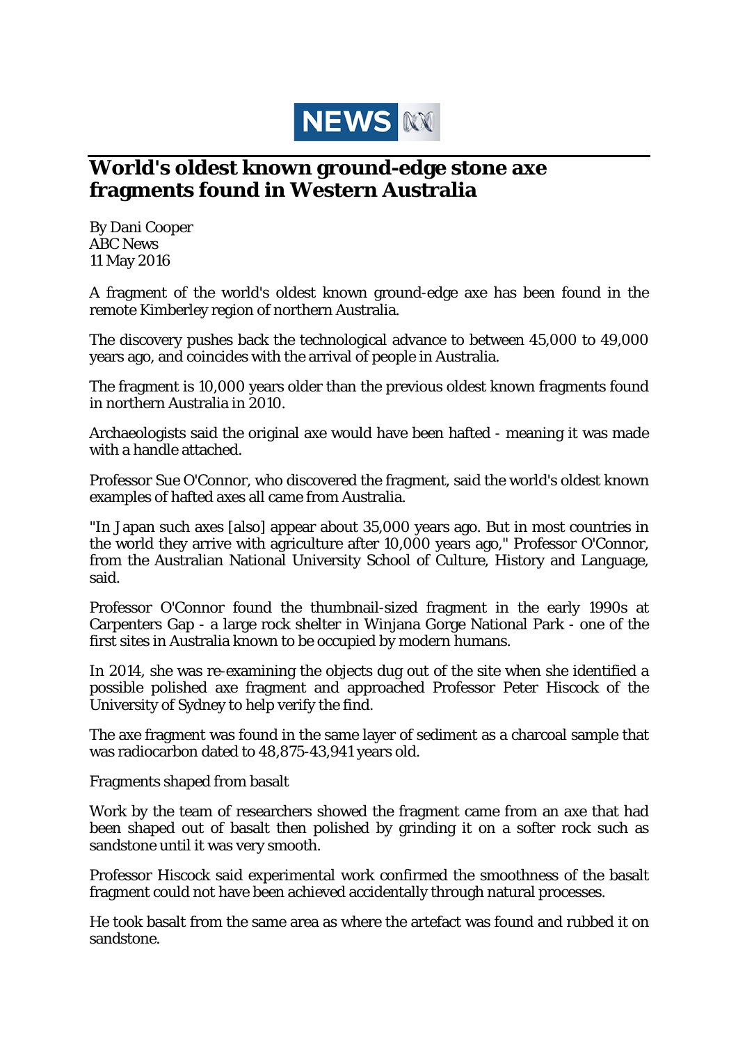# World's oldest known ground-edge stone axe fragments found in Western Australia

By Dani Cooper
ABC News
11 May 2016

A fragment of the world's oldest known ground-edge axe has been found in the remote Kimberley region of northern Australia.

The discovery pushes back the technological advance to between 45,000 to 49,000 years ago, and coincides with the arrival of people in Australia.

The fragment is 10,000 years older than the previous oldest known fragments found in northern Australia in 2010.

Archaeologists said the original axe would have been hafted - meaning it was made with a handle attached.

Professor Sue O'Connor, who discovered the fragment, said the world's oldest known examples of hafted axes all came from Australia.

"In Japan such axes [also] appear about 35,000 years ago. But in most countries in the world they arrive with agriculture after 10,000 years ago," Professor O'Connor, from the Australian National University School of Culture, History and Language, said.

Professor O'Connor found the thumbnail-sized fragment in the early 1990s at Carpenters Gap - a large rock shelter in Winjana Gorge National Park - one of the first sites in Australia known to be occupied by modern humans.

In 2014, she was re-examining the objects dug out of the site when she identified a possible polished axe fragment and approached Professor Peter Hiscock of the University of Sydney to help verify the find.

The axe fragment was found in the same layer of sediment as a charcoal sample that was radiocarbon dated to 48,875-43,941 years old.

Fragments shaped from basalt

Work by the team of researchers showed the fragment came from an axe that had been shaped out of basalt then polished by grinding it on a softer rock such as sandstone until it was very smooth.

Professor Hiscock said experimental work confirmed the smoothness of the basalt fragment could not have been achieved accidentally through natural processes.

He took basalt from the same area as where the artefact was found and rubbed it on sandstone.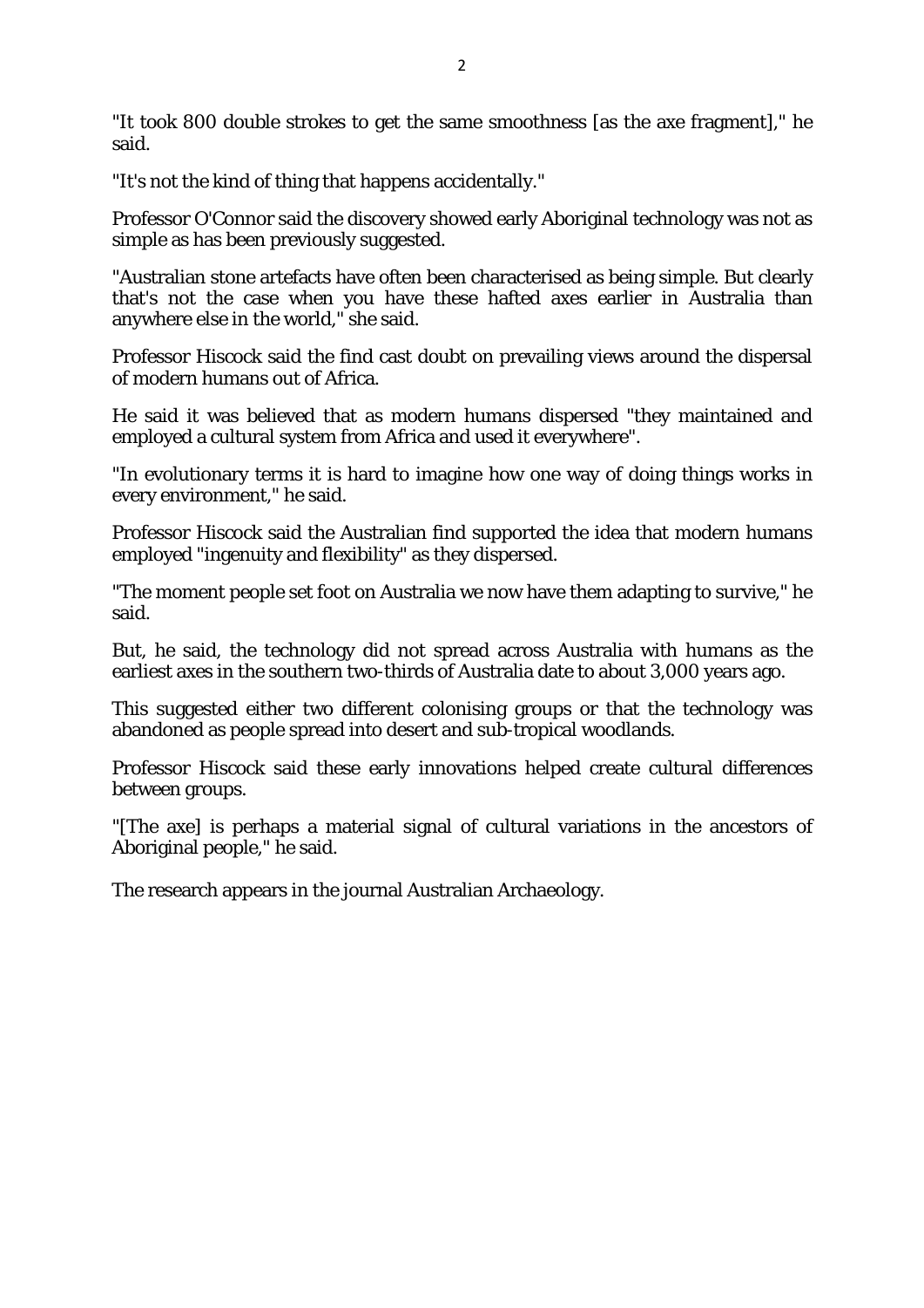"It took 800 double strokes to get the same smoothness [as the axe fragment]," he said.

"It's not the kind of thing that happens accidentally."

Professor O'Connor said the discovery showed early Aboriginal technology was not as simple as has been previously suggested.

"Australian stone artefacts have often been characterised as being simple. But clearly that's not the case when you have these hafted axes earlier in Australia than anywhere else in the world," she said.

Professor Hiscock said the find cast doubt on prevailing views around the dispersal of modern humans out of Africa.

He said it was believed that as modern humans dispersed "they maintained and employed a cultural system from Africa and used it everywhere".

"In evolutionary terms it is hard to imagine how one way of doing things works in every environment," he said.

Professor Hiscock said the Australian find supported the idea that modern humans employed "ingenuity and flexibility" as they dispersed.

"The moment people set foot on Australia we now have them adapting to survive," he said.

But, he said, the technology did not spread across Australia with humans as the earliest axes in the southern two-thirds of Australia date to about 3,000 years ago.

This suggested either two different colonising groups or that the technology was abandoned as people spread into desert and sub-tropical woodlands.

Professor Hiscock said these early innovations helped create cultural differences between groups.

"[The axe] is perhaps a material signal of cultural variations in the ancestors of Aboriginal people," he said.

The research appears in the journal Australian Archaeology.